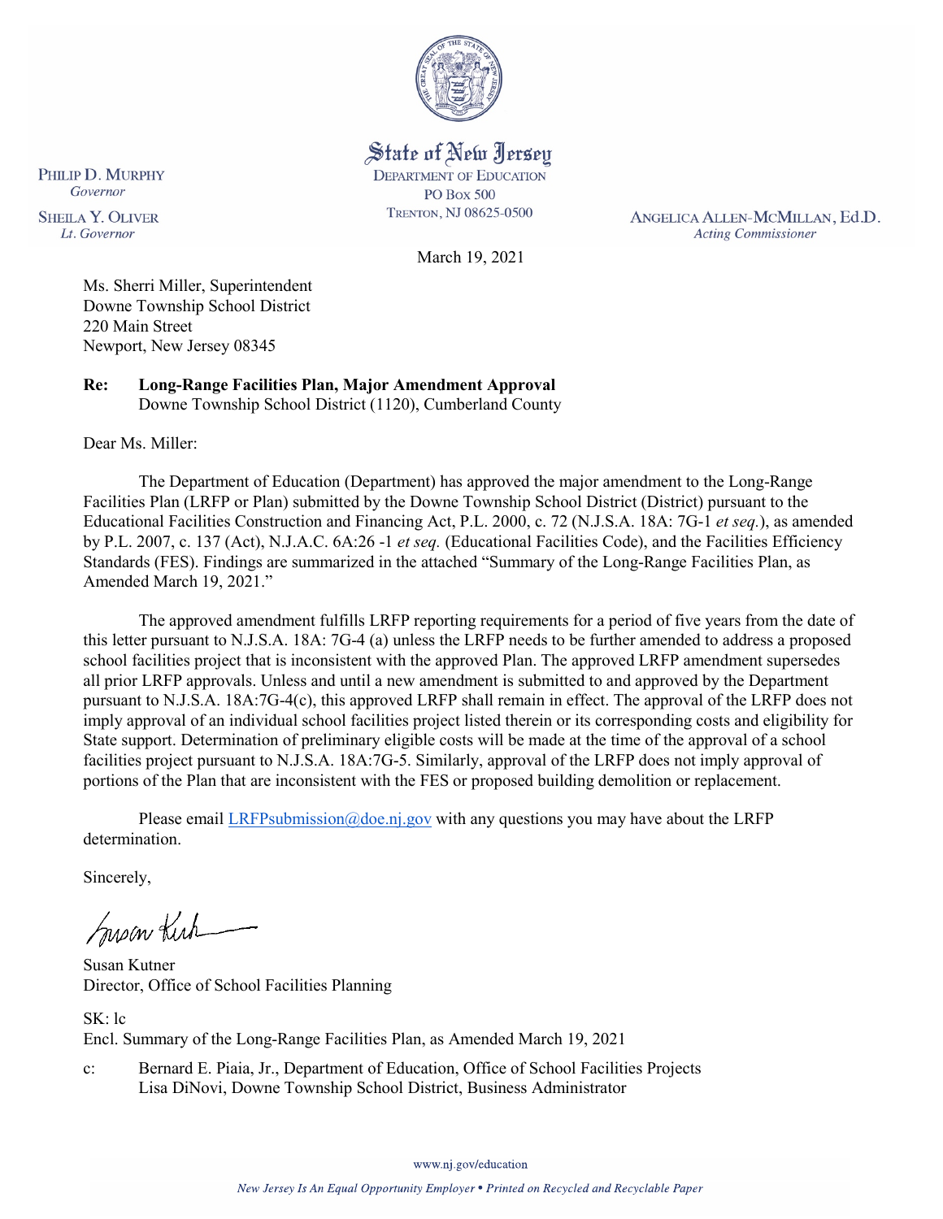State of New Jersey
DEPARTMENT OF EDUCATION
PO BOX 500
TRENTON, NJ 08625-0500

PHILIP D. MURPHY
*Governor*

SHEILA Y. OLIVER
*Lt. Governor*

ANGELICA ALLEN-MCMILLAN, Ed.D.
*Acting Commissioner*

March 19, 2021

Ms. Sherri Miller, Superintendent
Downe Township School District
220 Main Street
Newport, New Jersey 08345

**Re: Long-Range Facilities Plan, Major Amendment Approval**
Downe Township School District (1120), Cumberland County

Dear Ms. Miller:

The Department of Education (Department) has approved the major amendment to the Long-Range Facilities Plan (LRFP or Plan) submitted by the Downe Township School District (District) pursuant to the Educational Facilities Construction and Financing Act, P.L. 2000, c. 72 (N.J.S.A. 18A: 7G-1 *et seq.*), as amended by P.L. 2007, c. 137 (Act), N.J.A.C. 6A:26 -1 *et seq.* (Educational Facilities Code), and the Facilities Efficiency Standards (FES). Findings are summarized in the attached "Summary of the Long-Range Facilities Plan, as Amended March 19, 2021."

The approved amendment fulfills LRFP reporting requirements for a period of five years from the date of this letter pursuant to N.J.S.A. 18A: 7G-4 (a) unless the LRFP needs to be further amended to address a proposed school facilities project that is inconsistent with the approved Plan. The approved LRFP amendment supersedes all prior LRFP approvals. Unless and until a new amendment is submitted to and approved by the Department pursuant to N.J.S.A. 18A:7G-4(c), this approved LRFP shall remain in effect. The approval of the LRFP does not imply approval of an individual school facilities project listed therein or its corresponding costs and eligibility for State support. Determination of preliminary eligible costs will be made at the time of the approval of a school facilities project pursuant to N.J.S.A. 18A:7G-5. Similarly, approval of the LRFP does not imply approval of portions of the Plan that are inconsistent with the FES or proposed building demolition or replacement.

Please email LRFPsubmission@doe.nj.gov with any questions you may have about the LRFP determination.

Sincerely,

Susan Kutner
Director, Office of School Facilities Planning

SK: lc
Encl. Summary of the Long-Range Facilities Plan, as Amended March 19, 2021

c: Bernard E. Piaia, Jr., Department of Education, Office of School Facilities Projects
Lisa DiNovi, Downe Township School District, Business Administrator

www.nj.gov/education

*New Jersey Is An Equal Opportunity Employer • Printed on Recycled and Recyclable Paper*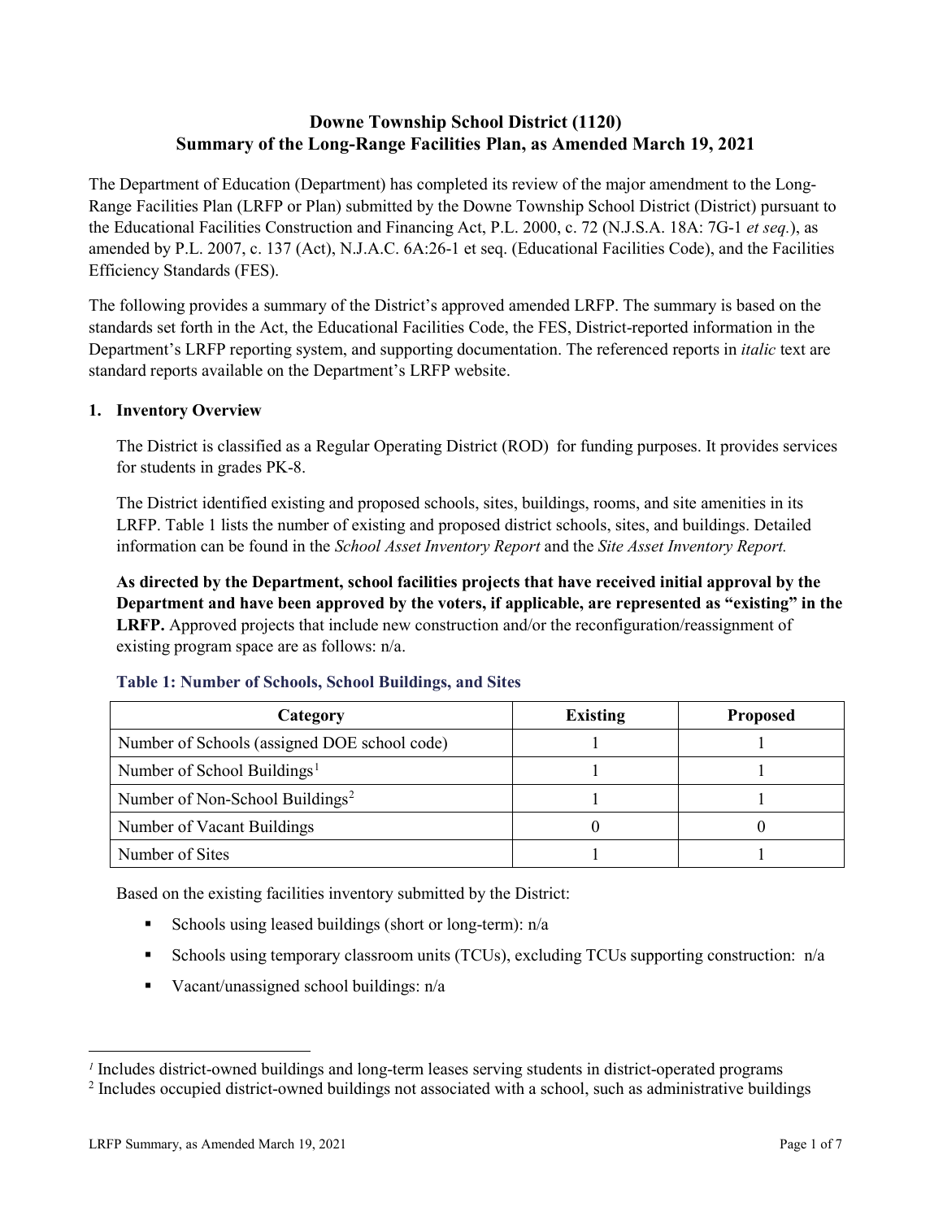# Downe Township School District (1120)
## Summary of the Long-Range Facilities Plan, as Amended March 19, 2021

The Department of Education (Department) has completed its review of the major amendment to the Long-Range Facilities Plan (LRFP or Plan) submitted by the Downe Township School District (District) pursuant to the Educational Facilities Construction and Financing Act, P.L. 2000, c. 72 (N.J.S.A. 18A: 7G-1 *et seq.*), as amended by P.L. 2007, c. 137 (Act), N.J.A.C. 6A:26-1 et seq. (Educational Facilities Code), and the Facilities Efficiency Standards (FES).

The following provides a summary of the District's approved amended LRFP. The summary is based on the standards set forth in the Act, the Educational Facilities Code, the FES, District-reported information in the Department's LRFP reporting system, and supporting documentation. The referenced reports in *italic* text are standard reports available on the Department's LRFP website.

### 1. Inventory Overview

The District is classified as a Regular Operating District (ROD) for funding purposes. It provides services for students in grades PK-8.

The District identified existing and proposed schools, sites, buildings, rooms, and site amenities in its LRFP. Table 1 lists the number of existing and proposed district schools, sites, and buildings. Detailed information can be found in the *School Asset Inventory Report* and the *Site Asset Inventory Report.*

**As directed by the Department, school facilities projects that have received initial approval by the Department and have been approved by the voters, if applicable, are represented as "existing" in the LRFP.** Approved projects that include new construction and/or the reconfiguration/reassignment of existing program space are as follows: n/a.

**Table 1: Number of Schools, School Buildings, and Sites**

| Category | Existing | Proposed |
| --- | --- | --- |
| Number of Schools (assigned DOE school code) | 1 | 1 |
| Number of School Buildings[1] | 1 | 1 |
| Number of Non-School Buildings[2] | 1 | 1 |
| Number of Vacant Buildings | 0 | 0 |
| Number of Sites | 1 | 1 |

Based on the existing facilities inventory submitted by the District:

- Schools using leased buildings (short or long-term): n/a
- Schools using temporary classroom units (TCUs), excluding TCUs supporting construction: n/a
- Vacant/unassigned school buildings: n/a

[1] Includes district-owned buildings and long-term leases serving students in district-operated programs
[2] Includes occupied district-owned buildings not associated with a school, such as administrative buildings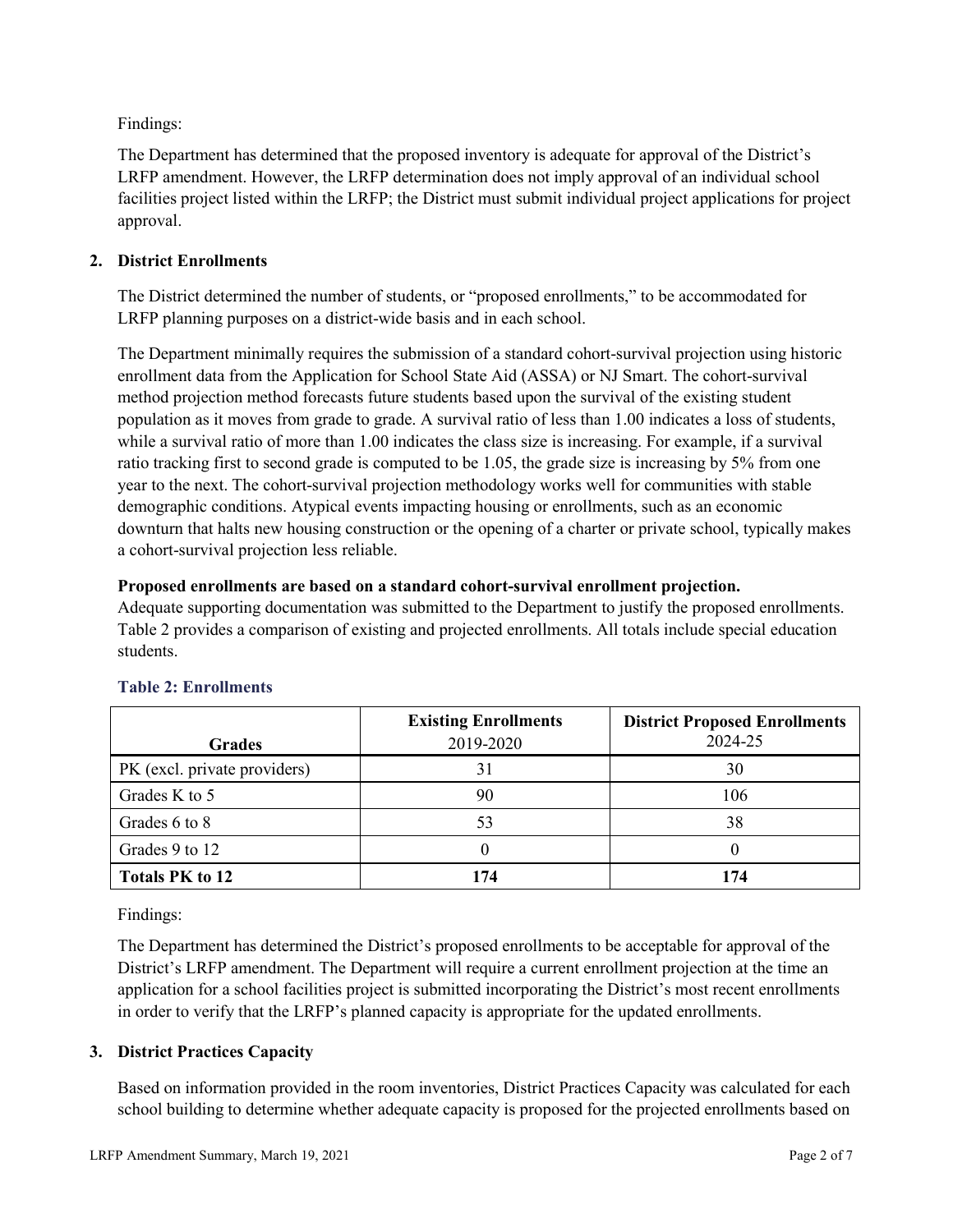Findings:

The Department has determined that the proposed inventory is adequate for approval of the District's LRFP amendment. However, the LRFP determination does not imply approval of an individual school facilities project listed within the LRFP; the District must submit individual project applications for project approval.

## 2. District Enrollments

The District determined the number of students, or "proposed enrollments," to be accommodated for LRFP planning purposes on a district-wide basis and in each school.

The Department minimally requires the submission of a standard cohort-survival projection using historic enrollment data from the Application for School State Aid (ASSA) or NJ Smart. The cohort-survival method projection method forecasts future students based upon the survival of the existing student population as it moves from grade to grade. A survival ratio of less than 1.00 indicates a loss of students, while a survival ratio of more than 1.00 indicates the class size is increasing. For example, if a survival ratio tracking first to second grade is computed to be 1.05, the grade size is increasing by 5% from one year to the next. The cohort-survival projection methodology works well for communities with stable demographic conditions. Atypical events impacting housing or enrollments, such as an economic downturn that halts new housing construction or the opening of a charter or private school, typically makes a cohort-survival projection less reliable.

**Proposed enrollments are based on a standard cohort-survival enrollment projection.**
Adequate supporting documentation was submitted to the Department to justify the proposed enrollments. Table 2 provides a comparison of existing and projected enrollments. All totals include special education students.

### Table 2: Enrollments

| Grades | Existing Enrollments 2019-2020 | District Proposed Enrollments 2024-25 |
|---|---|---|
| PK (excl. private providers) | 31 | 30 |
| Grades K to 5 | 90 | 106 |
| Grades 6 to 8 | 53 | 38 |
| Grades 9 to 12 | 0 | 0 |
| **Totals PK to 12** | **174** | **174** |

Findings:

The Department has determined the District's proposed enrollments to be acceptable for approval of the District's LRFP amendment. The Department will require a current enrollment projection at the time an application for a school facilities project is submitted incorporating the District's most recent enrollments in order to verify that the LRFP's planned capacity is appropriate for the updated enrollments.

## 3. District Practices Capacity

Based on information provided in the room inventories, District Practices Capacity was calculated for each school building to determine whether adequate capacity is proposed for the projected enrollments based on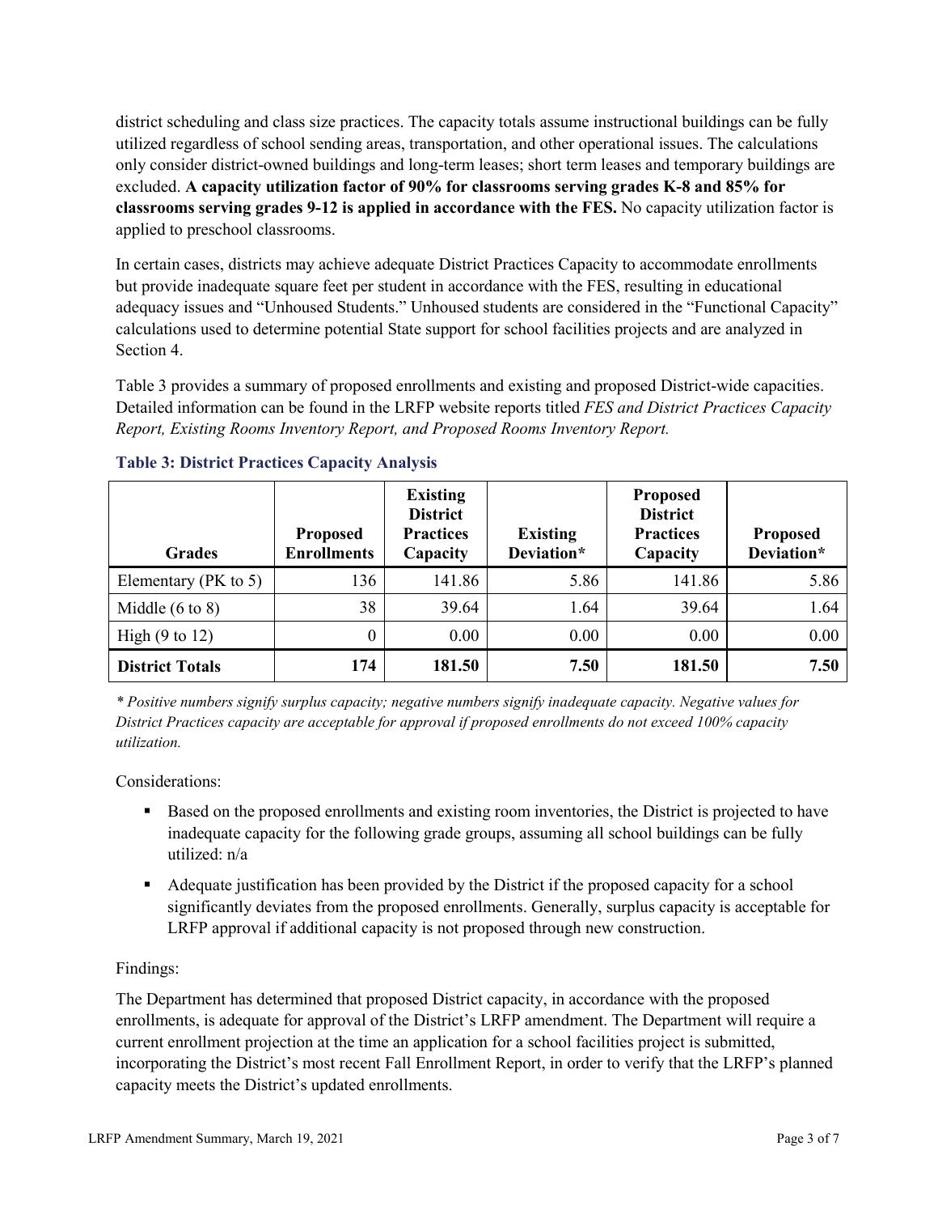district scheduling and class size practices. The capacity totals assume instructional buildings can be fully utilized regardless of school sending areas, transportation, and other operational issues. The calculations only consider district-owned buildings and long-term leases; short term leases and temporary buildings are excluded. **A capacity utilization factor of 90% for classrooms serving grades K-8 and 85% for classrooms serving grades 9-12 is applied in accordance with the FES.** No capacity utilization factor is applied to preschool classrooms.

In certain cases, districts may achieve adequate District Practices Capacity to accommodate enrollments but provide inadequate square feet per student in accordance with the FES, resulting in educational adequacy issues and "Unhoused Students." Unhoused students are considered in the "Functional Capacity" calculations used to determine potential State support for school facilities projects and are analyzed in Section 4.

Table 3 provides a summary of proposed enrollments and existing and proposed District-wide capacities. Detailed information can be found in the LRFP website reports titled *FES and District Practices Capacity Report, Existing Rooms Inventory Report, and Proposed Rooms Inventory Report.*

**Table 3: District Practices Capacity Analysis**

| Grades | Proposed Enrollments | Existing District Practices Capacity | Existing Deviation* | Proposed District Practices Capacity | Proposed Deviation* |
|---|---|---|---|---|---|
| Elementary (PK to 5) | 136 | 141.86 | 5.86 | 141.86 | 5.86 |
| Middle (6 to 8) | 38 | 39.64 | 1.64 | 39.64 | 1.64 |
| High (9 to 12) | 0 | 0.00 | 0.00 | 0.00 | 0.00 |
| **District Totals** | **174** | **181.50** | **7.50** | **181.50** | **7.50** |

*\* Positive numbers signify surplus capacity; negative numbers signify inadequate capacity. Negative values for District Practices capacity are acceptable for approval if proposed enrollments do not exceed 100% capacity utilization.*

Considerations:

- Based on the proposed enrollments and existing room inventories, the District is projected to have inadequate capacity for the following grade groups, assuming all school buildings can be fully utilized: n/a
- Adequate justification has been provided by the District if the proposed capacity for a school significantly deviates from the proposed enrollments. Generally, surplus capacity is acceptable for LRFP approval if additional capacity is not proposed through new construction.

Findings:

The Department has determined that proposed District capacity, in accordance with the proposed enrollments, is adequate for approval of the District's LRFP amendment. The Department will require a current enrollment projection at the time an application for a school facilities project is submitted, incorporating the District's most recent Fall Enrollment Report, in order to verify that the LRFP's planned capacity meets the District's updated enrollments.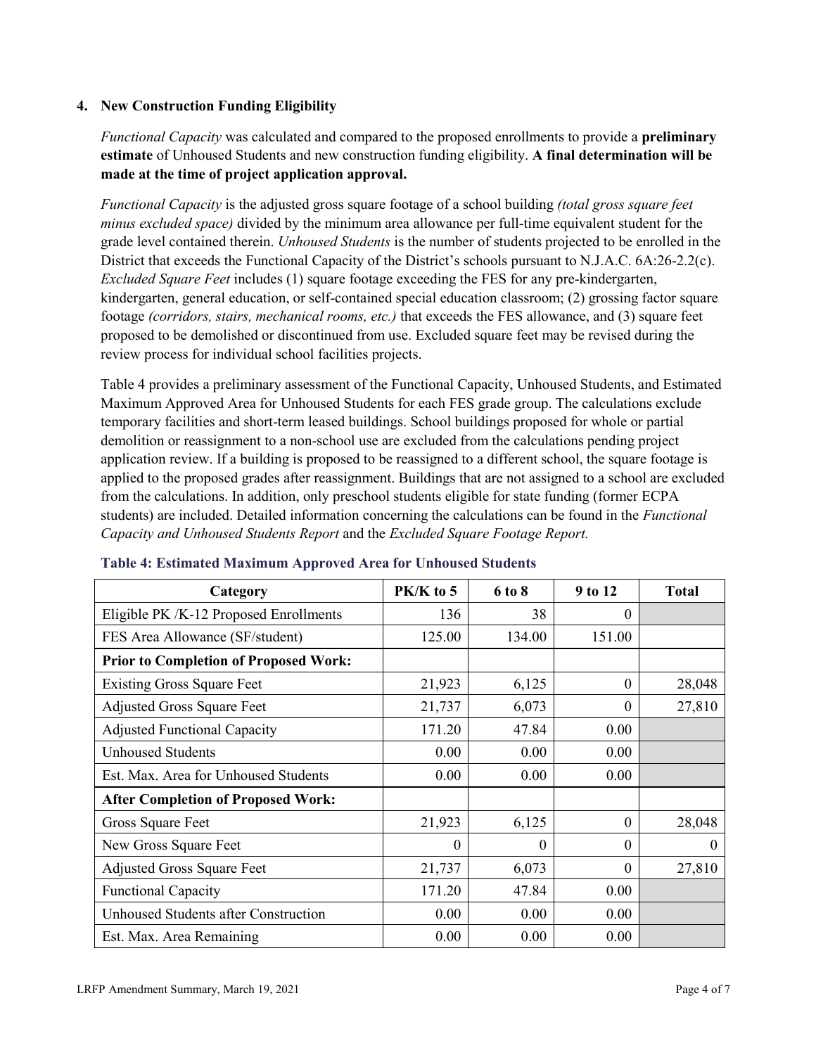### 4. New Construction Funding Eligibility

*Functional Capacity* was calculated and compared to the proposed enrollments to provide a **preliminary estimate** of Unhoused Students and new construction funding eligibility. **A final determination will be made at the time of project application approval.**

*Functional Capacity* is the adjusted gross square footage of a school building *(total gross square feet minus excluded space)* divided by the minimum area allowance per full-time equivalent student for the grade level contained therein. *Unhoused Students* is the number of students projected to be enrolled in the District that exceeds the Functional Capacity of the District's schools pursuant to N.J.A.C. 6A:26-2.2(c). *Excluded Square Feet* includes (1) square footage exceeding the FES for any pre-kindergarten, kindergarten, general education, or self-contained special education classroom; (2) grossing factor square footage *(corridors, stairs, mechanical rooms, etc.)* that exceeds the FES allowance, and (3) square feet proposed to be demolished or discontinued from use. Excluded square feet may be revised during the review process for individual school facilities projects.

Table 4 provides a preliminary assessment of the Functional Capacity, Unhoused Students, and Estimated Maximum Approved Area for Unhoused Students for each FES grade group. The calculations exclude temporary facilities and short-term leased buildings. School buildings proposed for whole or partial demolition or reassignment to a non-school use are excluded from the calculations pending project application review. If a building is proposed to be reassigned to a different school, the square footage is applied to the proposed grades after reassignment. Buildings that are not assigned to a school are excluded from the calculations. In addition, only preschool students eligible for state funding (former ECPA students) are included. Detailed information concerning the calculations can be found in the *Functional Capacity and Unhoused Students Report* and the *Excluded Square Footage Report.*

**Table 4: Estimated Maximum Approved Area for Unhoused Students**

| Category | PK/K to 5 | 6 to 8 | 9 to 12 | Total |
|---|---|---|---|---|
| Eligible PK /K-12 Proposed Enrollments | 136 | 38 | 0 | |
| FES Area Allowance (SF/student) | 125.00 | 134.00 | 151.00 | |
| **Prior to Completion of Proposed Work:** | | | | |
| Existing Gross Square Feet | 21,923 | 6,125 | 0 | 28,048 |
| Adjusted Gross Square Feet | 21,737 | 6,073 | 0 | 27,810 |
| Adjusted Functional Capacity | 171.20 | 47.84 | 0.00 | |
| Unhoused Students | 0.00 | 0.00 | 0.00 | |
| Est. Max. Area for Unhoused Students | 0.00 | 0.00 | 0.00 | |
| **After Completion of Proposed Work:** | | | | |
| Gross Square Feet | 21,923 | 6,125 | 0 | 28,048 |
| New Gross Square Feet | 0 | 0 | 0 | 0 |
| Adjusted Gross Square Feet | 21,737 | 6,073 | 0 | 27,810 |
| Functional Capacity | 171.20 | 47.84 | 0.00 | |
| Unhoused Students after Construction | 0.00 | 0.00 | 0.00 | |
| Est. Max. Area Remaining | 0.00 | 0.00 | 0.00 | |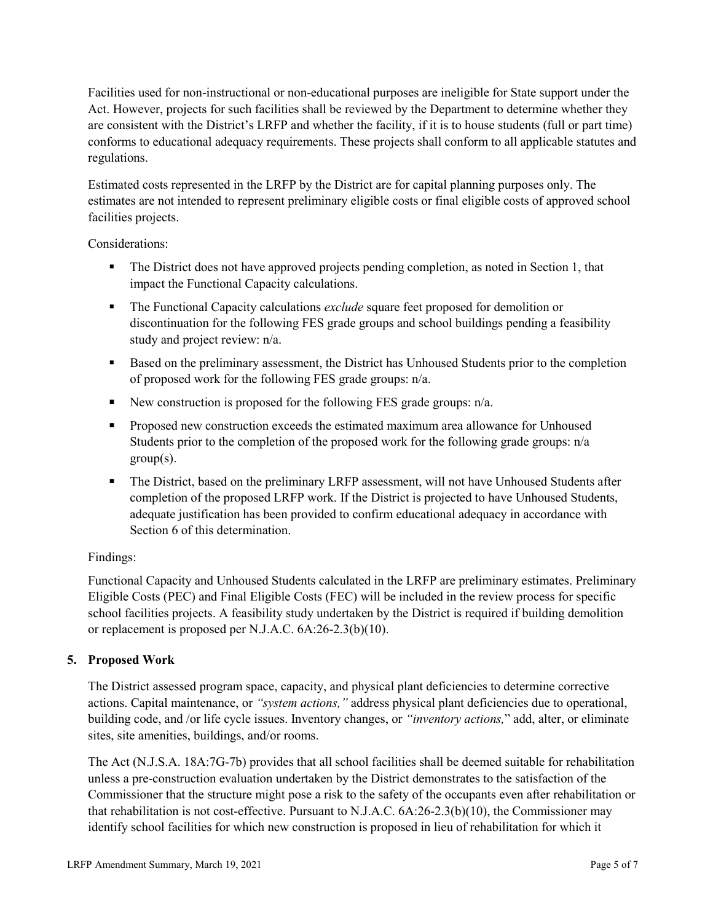Facilities used for non-instructional or non-educational purposes are ineligible for State support under the Act. However, projects for such facilities shall be reviewed by the Department to determine whether they are consistent with the District's LRFP and whether the facility, if it is to house students (full or part time) conforms to educational adequacy requirements. These projects shall conform to all applicable statutes and regulations.

Estimated costs represented in the LRFP by the District are for capital planning purposes only. The estimates are not intended to represent preliminary eligible costs or final eligible costs of approved school facilities projects.

Considerations:

- The District does not have approved projects pending completion, as noted in Section 1, that impact the Functional Capacity calculations.
- The Functional Capacity calculations *exclude* square feet proposed for demolition or discontinuation for the following FES grade groups and school buildings pending a feasibility study and project review: n/a.
- Based on the preliminary assessment, the District has Unhoused Students prior to the completion of proposed work for the following FES grade groups: n/a.
- New construction is proposed for the following FES grade groups: n/a.
- Proposed new construction exceeds the estimated maximum area allowance for Unhoused Students prior to the completion of the proposed work for the following grade groups: n/a group(s).
- The District, based on the preliminary LRFP assessment, will not have Unhoused Students after completion of the proposed LRFP work. If the District is projected to have Unhoused Students, adequate justification has been provided to confirm educational adequacy in accordance with Section 6 of this determination.

Findings:

Functional Capacity and Unhoused Students calculated in the LRFP are preliminary estimates. Preliminary Eligible Costs (PEC) and Final Eligible Costs (FEC) will be included in the review process for specific school facilities projects. A feasibility study undertaken by the District is required if building demolition or replacement is proposed per N.J.A.C. 6A:26-2.3(b)(10).

## 5. Proposed Work

The District assessed program space, capacity, and physical plant deficiencies to determine corrective actions. Capital maintenance, or *"system actions,"* address physical plant deficiencies due to operational, building code, and /or life cycle issues. Inventory changes, or *"inventory actions,"* add, alter, or eliminate sites, site amenities, buildings, and/or rooms.

The Act (N.J.S.A. 18A:7G-7b) provides that all school facilities shall be deemed suitable for rehabilitation unless a pre-construction evaluation undertaken by the District demonstrates to the satisfaction of the Commissioner that the structure might pose a risk to the safety of the occupants even after rehabilitation or that rehabilitation is not cost-effective. Pursuant to N.J.A.C. 6A:26-2.3(b)(10), the Commissioner may identify school facilities for which new construction is proposed in lieu of rehabilitation for which it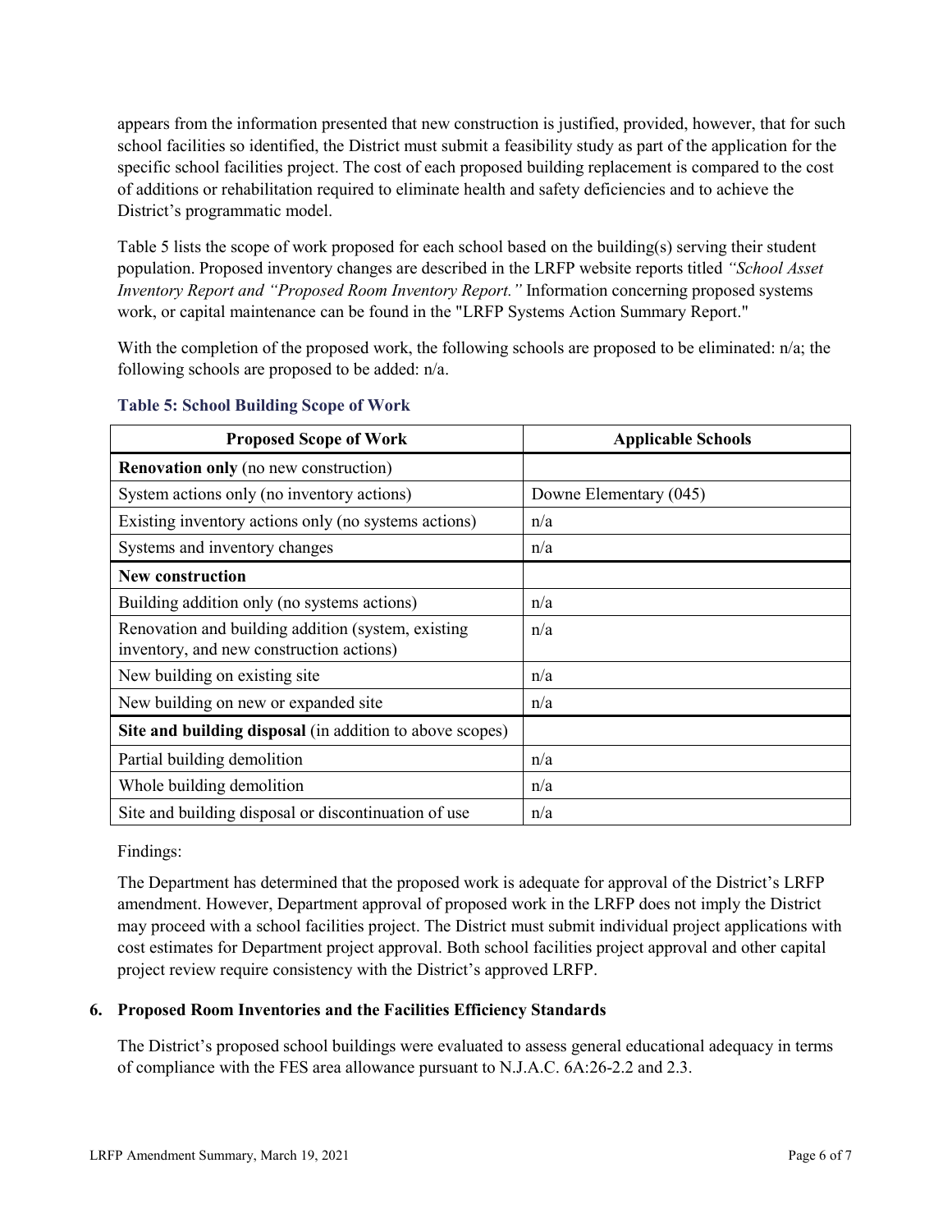appears from the information presented that new construction is justified, provided, however, that for such school facilities so identified, the District must submit a feasibility study as part of the application for the specific school facilities project. The cost of each proposed building replacement is compared to the cost of additions or rehabilitation required to eliminate health and safety deficiencies and to achieve the District's programmatic model.

Table 5 lists the scope of work proposed for each school based on the building(s) serving their student population. Proposed inventory changes are described in the LRFP website reports titled *"School Asset Inventory Report and "Proposed Room Inventory Report."* Information concerning proposed systems work, or capital maintenance can be found in the "LRFP Systems Action Summary Report."

With the completion of the proposed work, the following schools are proposed to be eliminated: n/a; the following schools are proposed to be added: n/a.

**Table 5: School Building Scope of Work**

| Proposed Scope of Work | Applicable Schools |
|---|---|
| **Renovation only** (no new construction) | |
| System actions only (no inventory actions) | Downe Elementary (045) |
| Existing inventory actions only (no systems actions) | n/a |
| Systems and inventory changes | n/a |
| **New construction** | |
| Building addition only (no systems actions) | n/a |
| Renovation and building addition (system, existing inventory, and new construction actions) | n/a |
| New building on existing site | n/a |
| New building on new or expanded site | n/a |
| **Site and building disposal** (in addition to above scopes) | |
| Partial building demolition | n/a |
| Whole building demolition | n/a |
| Site and building disposal or discontinuation of use | n/a |

Findings:

The Department has determined that the proposed work is adequate for approval of the District's LRFP amendment. However, Department approval of proposed work in the LRFP does not imply the District may proceed with a school facilities project. The District must submit individual project applications with cost estimates for Department project approval. Both school facilities project approval and other capital project review require consistency with the District's approved LRFP.

### 6. Proposed Room Inventories and the Facilities Efficiency Standards

The District's proposed school buildings were evaluated to assess general educational adequacy in terms of compliance with the FES area allowance pursuant to N.J.A.C. 6A:26-2.2 and 2.3.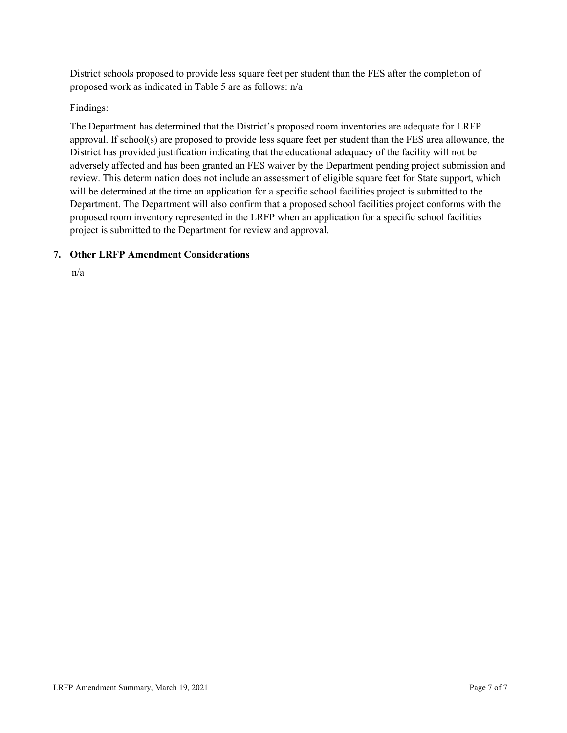District schools proposed to provide less square feet per student than the FES after the completion of proposed work as indicated in Table 5 are as follows: n/a

Findings:

The Department has determined that the District's proposed room inventories are adequate for LRFP approval. If school(s) are proposed to provide less square feet per student than the FES area allowance, the District has provided justification indicating that the educational adequacy of the facility will not be adversely affected and has been granted an FES waiver by the Department pending project submission and review. This determination does not include an assessment of eligible square feet for State support, which will be determined at the time an application for a specific school facilities project is submitted to the Department. The Department will also confirm that a proposed school facilities project conforms with the proposed room inventory represented in the LRFP when an application for a specific school facilities project is submitted to the Department for review and approval.

## 7. Other LRFP Amendment Considerations

n/a